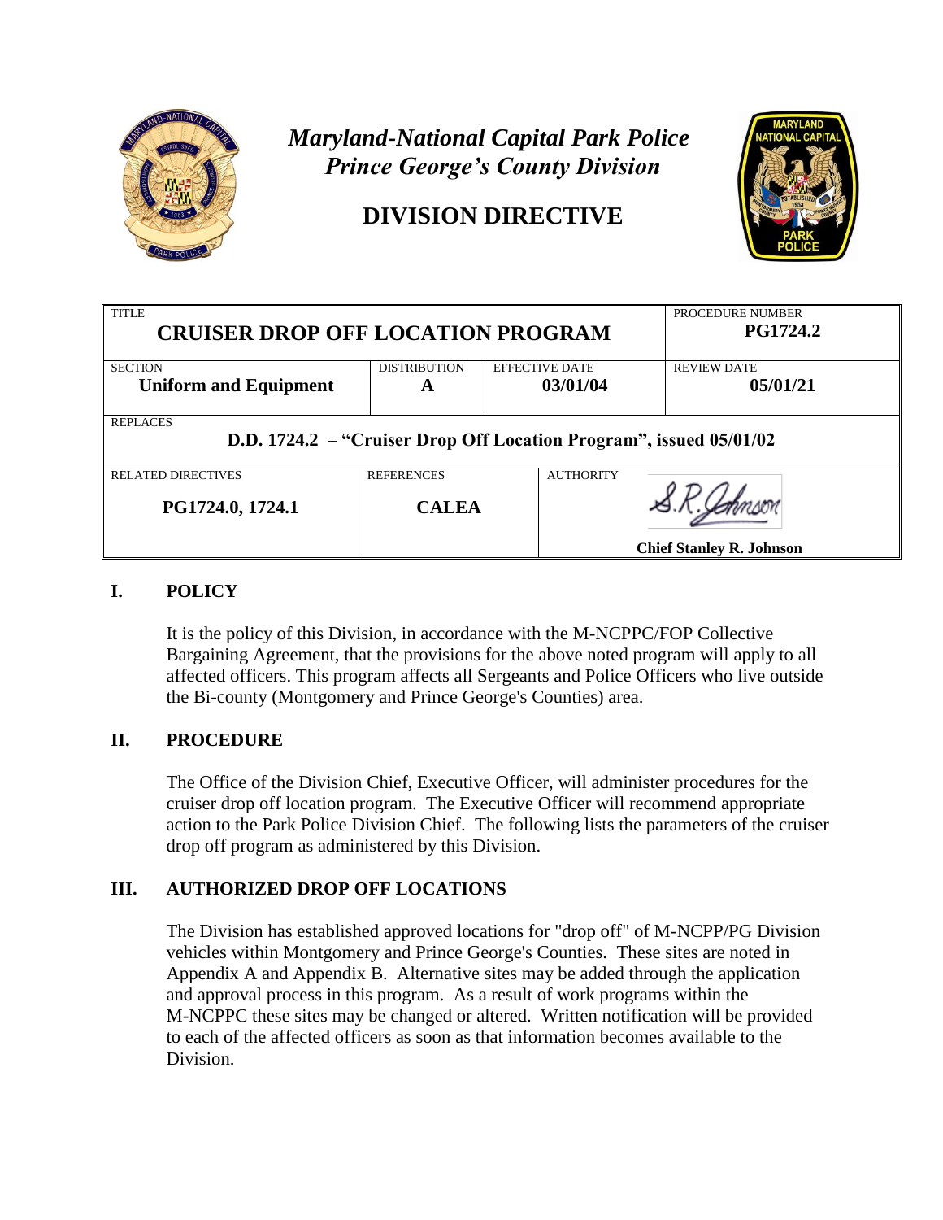*Maryland-National Capital Park Police*
*Prince George's County Division*

# DIVISION DIRECTIVE

| TITLE | | | PROCEDURE NUMBER |
|---|---|---|---|
| **CRUISER DROP OFF LOCATION PROGRAM** | | | **PG1724.2** |
| SECTION **Uniform and Equipment** | DISTRIBUTION **A** | EFFECTIVE DATE **03/01/04** | REVIEW DATE **05/01/21** |
| REPLACES **D.D. 1724.2 – "Cruiser Drop Off Location Program", issued 05/01/02** | | | |
| RELATED DIRECTIVES **PG1724.0, 1724.1** | REFERENCES **CALEA** | AUTHORITY S.R. Johnson **Chief Stanley R. Johnson** | |

## I. POLICY

It is the policy of this Division, in accordance with the M-NCPPC/FOP Collective Bargaining Agreement, that the provisions for the above noted program will apply to all affected officers. This program affects all Sergeants and Police Officers who live outside the Bi-county (Montgomery and Prince George's Counties) area.

## II. PROCEDURE

The Office of the Division Chief, Executive Officer, will administer procedures for the cruiser drop off location program. The Executive Officer will recommend appropriate action to the Park Police Division Chief. The following lists the parameters of the cruiser drop off program as administered by this Division.

## III. AUTHORIZED DROP OFF LOCATIONS

The Division has established approved locations for "drop off" of M-NCPP/PG Division vehicles within Montgomery and Prince George's Counties. These sites are noted in Appendix A and Appendix B. Alternative sites may be added through the application and approval process in this program. As a result of work programs within the M-NCPPC these sites may be changed or altered. Written notification will be provided to each of the affected officers as soon as that information becomes available to the Division.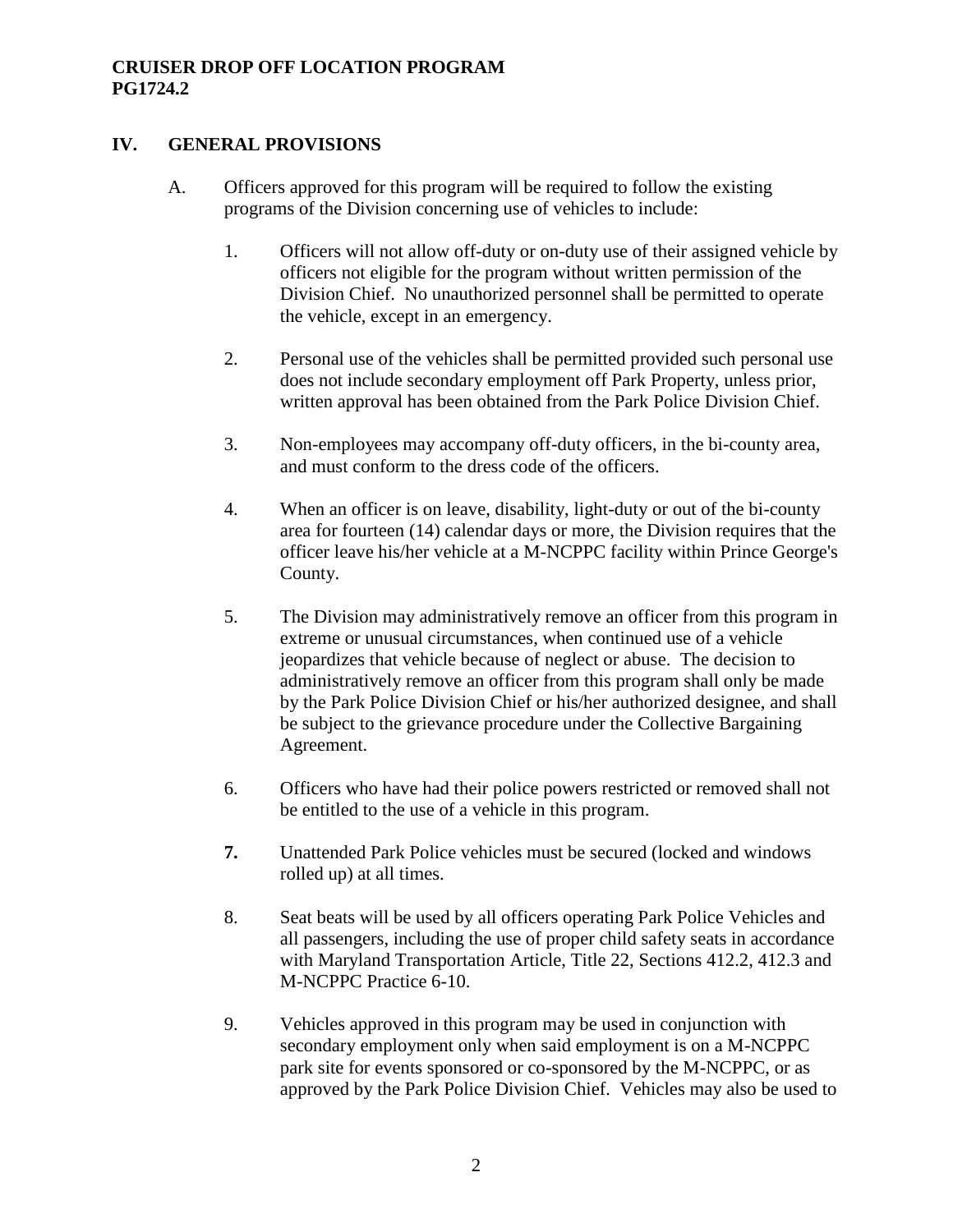## IV. GENERAL PROVISIONS

A. Officers approved for this program will be required to follow the existing programs of the Division concerning use of vehicles to include:

1. Officers will not allow off-duty or on-duty use of their assigned vehicle by officers not eligible for the program without written permission of the Division Chief. No unauthorized personnel shall be permitted to operate the vehicle, except in an emergency.

2. Personal use of the vehicles shall be permitted provided such personal use does not include secondary employment off Park Property, unless prior, written approval has been obtained from the Park Police Division Chief.

3. Non-employees may accompany off-duty officers, in the bi-county area, and must conform to the dress code of the officers.

4. When an officer is on leave, disability, light-duty or out of the bi-county area for fourteen (14) calendar days or more, the Division requires that the officer leave his/her vehicle at a M-NCPPC facility within Prince George's County.

5. The Division may administratively remove an officer from this program in extreme or unusual circumstances, when continued use of a vehicle jeopardizes that vehicle because of neglect or abuse. The decision to administratively remove an officer from this program shall only be made by the Park Police Division Chief or his/her authorized designee, and shall be subject to the grievance procedure under the Collective Bargaining Agreement.

6. Officers who have had their police powers restricted or removed shall not be entitled to the use of a vehicle in this program.

7. Unattended Park Police vehicles must be secured (locked and windows rolled up) at all times.

8. Seat beats will be used by all officers operating Park Police Vehicles and all passengers, including the use of proper child safety seats in accordance with Maryland Transportation Article, Title 22, Sections 412.2, 412.3 and M-NCPPC Practice 6-10.

9. Vehicles approved in this program may be used in conjunction with secondary employment only when said employment is on a M-NCPPC park site for events sponsored or co-sponsored by the M-NCPPC, or as approved by the Park Police Division Chief. Vehicles may also be used to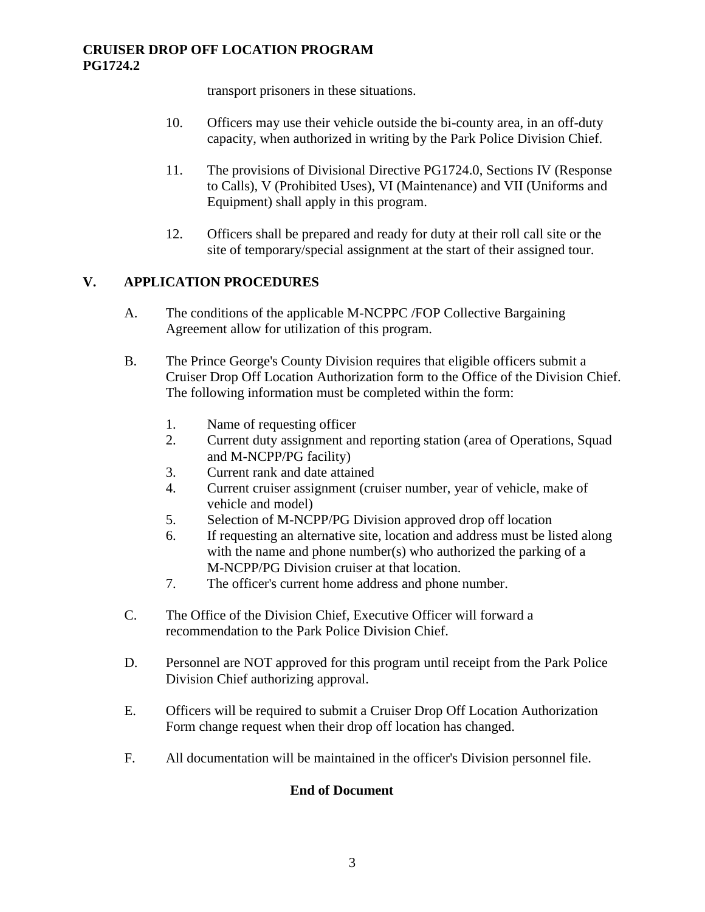transport prisoners in these situations.

10. Officers may use their vehicle outside the bi-county area, in an off-duty capacity, when authorized in writing by the Park Police Division Chief.

11. The provisions of Divisional Directive PG1724.0, Sections IV (Response to Calls), V (Prohibited Uses), VI (Maintenance) and VII (Uniforms and Equipment) shall apply in this program.

12. Officers shall be prepared and ready for duty at their roll call site or the site of temporary/special assignment at the start of their assigned tour.

## V. APPLICATION PROCEDURES

A. The conditions of the applicable M-NCPPC /FOP Collective Bargaining Agreement allow for utilization of this program.

B. The Prince George's County Division requires that eligible officers submit a Cruiser Drop Off Location Authorization form to the Office of the Division Chief. The following information must be completed within the form:

1. Name of requesting officer
2. Current duty assignment and reporting station (area of Operations, Squad and M-NCPP/PG facility)
3. Current rank and date attained
4. Current cruiser assignment (cruiser number, year of vehicle, make of vehicle and model)
5. Selection of M-NCPP/PG Division approved drop off location
6. If requesting an alternative site, location and address must be listed along with the name and phone number(s) who authorized the parking of a M-NCPP/PG Division cruiser at that location.
7. The officer's current home address and phone number.

C. The Office of the Division Chief, Executive Officer will forward a recommendation to the Park Police Division Chief.

D. Personnel are NOT approved for this program until receipt from the Park Police Division Chief authorizing approval.

E. Officers will be required to submit a Cruiser Drop Off Location Authorization Form change request when their drop off location has changed.

F. All documentation will be maintained in the officer's Division personnel file.

**End of Document**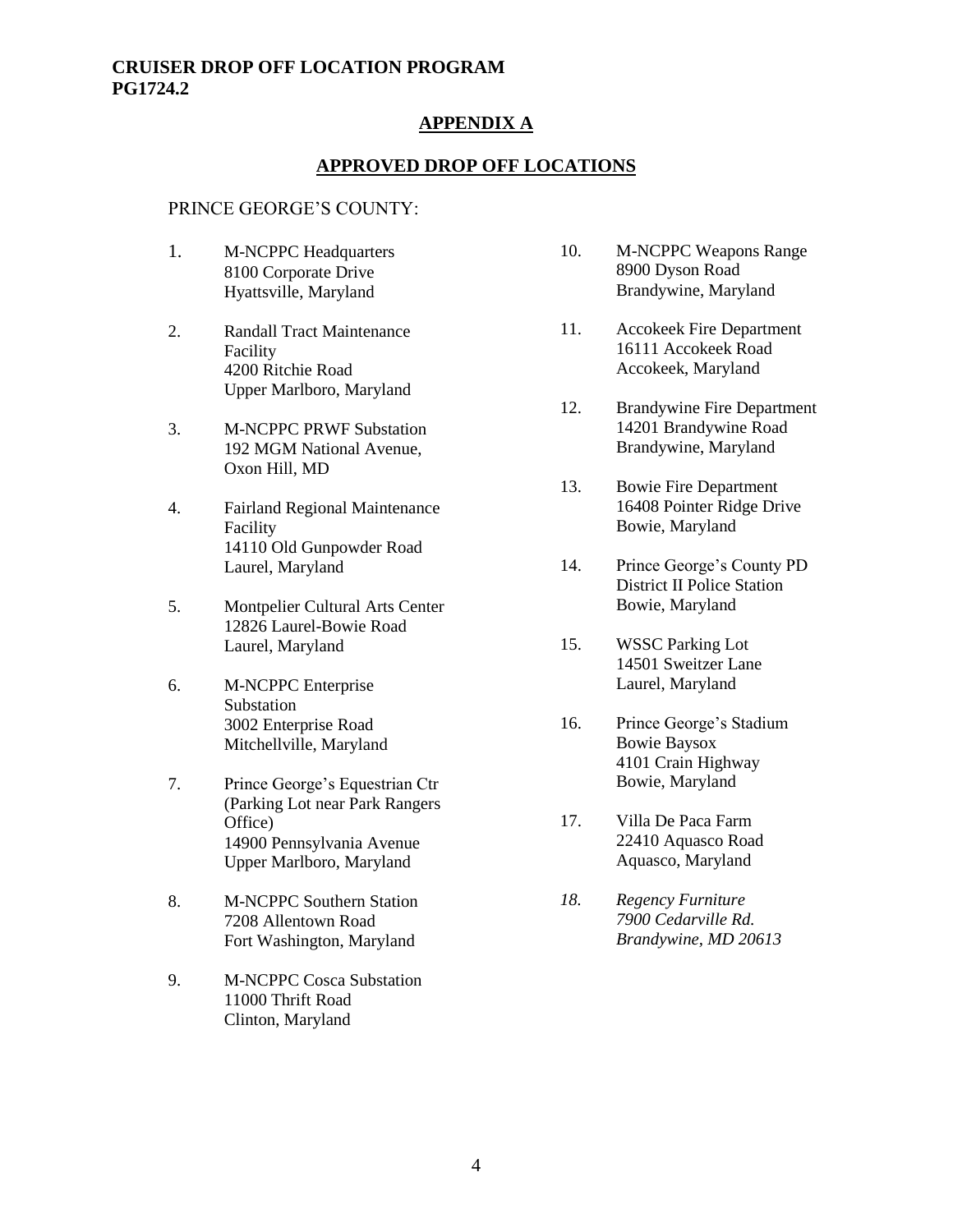**CRUISER DROP OFF LOCATION PROGRAM**
**PG1724.2**

## APPENDIX A

## APPROVED DROP OFF LOCATIONS

PRINCE GEORGE'S COUNTY:

1. M-NCPPC Headquarters
   8100 Corporate Drive
   Hyattsville, Maryland

2. Randall Tract Maintenance Facility
   4200 Ritchie Road
   Upper Marlboro, Maryland

3. M-NCPPC PRWF Substation
   192 MGM National Avenue,
   Oxon Hill, MD

4. Fairland Regional Maintenance Facility
   14110 Old Gunpowder Road
   Laurel, Maryland

5. Montpelier Cultural Arts Center
   12826 Laurel-Bowie Road
   Laurel, Maryland

6. M-NCPPC Enterprise Substation
   3002 Enterprise Road
   Mitchellville, Maryland

7. Prince George's Equestrian Ctr (Parking Lot near Park Rangers Office)
   14900 Pennsylvania Avenue
   Upper Marlboro, Maryland

8. M-NCPPC Southern Station
   7208 Allentown Road
   Fort Washington, Maryland

9. M-NCPPC Cosca Substation
   11000 Thrift Road
   Clinton, Maryland

10. M-NCPPC Weapons Range
    8900 Dyson Road
    Brandywine, Maryland

11. Accokeek Fire Department
    16111 Accokeek Road
    Accokeek, Maryland

12. Brandywine Fire Department
    14201 Brandywine Road
    Brandywine, Maryland

13. Bowie Fire Department
    16408 Pointer Ridge Drive
    Bowie, Maryland

14. Prince George's County PD District II Police Station
    Bowie, Maryland

15. WSSC Parking Lot
    14501 Sweitzer Lane
    Laurel, Maryland

16. Prince George's Stadium
    Bowie Baysox
    4101 Crain Highway
    Bowie, Maryland

17. Villa De Paca Farm
    22410 Aquasco Road
    Aquasco, Maryland

18. *Regency Furniture*
    *7900 Cedarville Rd.*
    *Brandywine, MD 20613*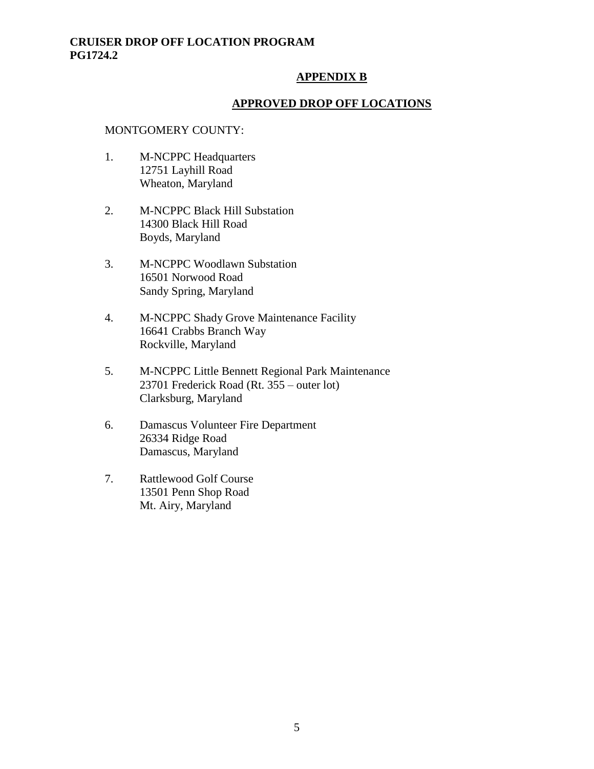**CRUISER DROP OFF LOCATION PROGRAM**
**PG1724.2**

## APPENDIX B

## APPROVED DROP OFF LOCATIONS

MONTGOMERY COUNTY:

1. M-NCPPC Headquarters
   12751 Layhill Road
   Wheaton, Maryland

2. M-NCPPC Black Hill Substation
   14300 Black Hill Road
   Boyds, Maryland

3. M-NCPPC Woodlawn Substation
   16501 Norwood Road
   Sandy Spring, Maryland

4. M-NCPPC Shady Grove Maintenance Facility
   16641 Crabbs Branch Way
   Rockville, Maryland

5. M-NCPPC Little Bennett Regional Park Maintenance
   23701 Frederick Road (Rt. 355 – outer lot)
   Clarksburg, Maryland

6. Damascus Volunteer Fire Department
   26334 Ridge Road
   Damascus, Maryland

7. Rattlewood Golf Course
   13501 Penn Shop Road
   Mt. Airy, Maryland